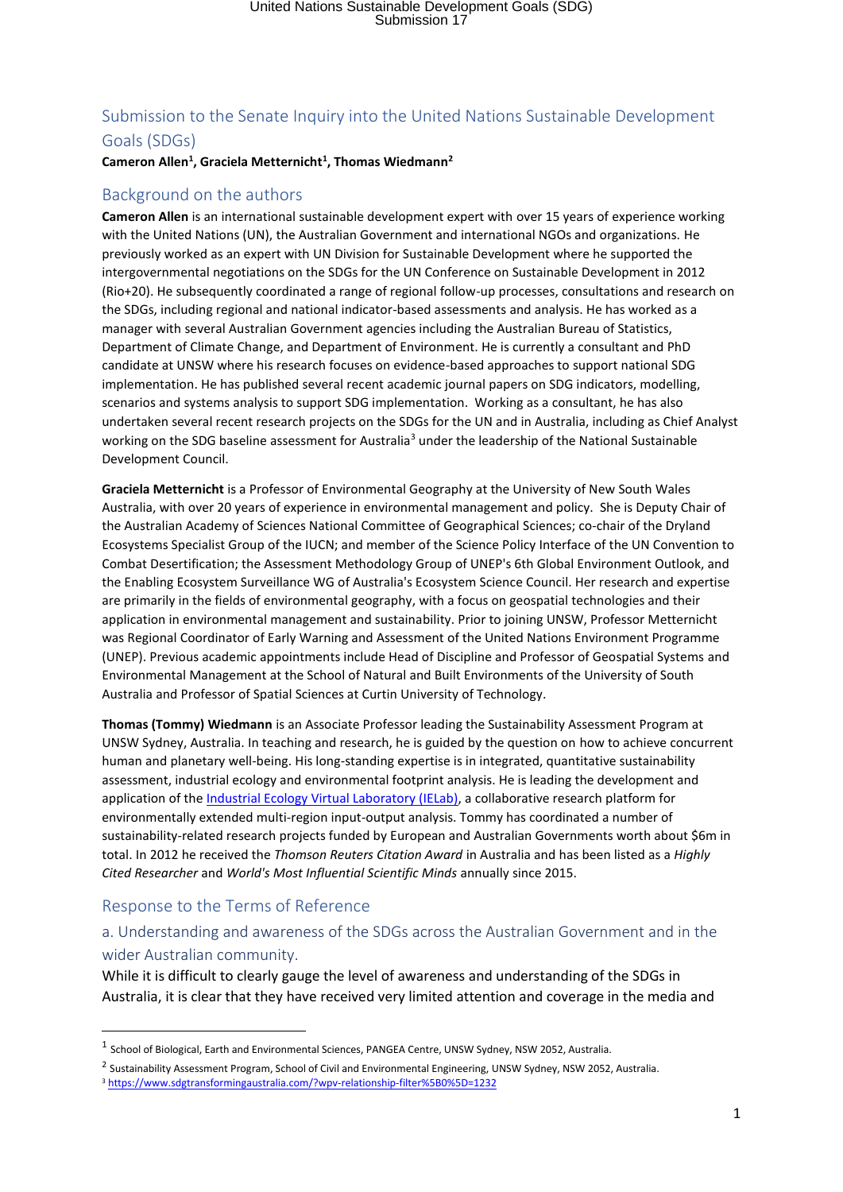# Submission to the Senate Inquiry into the United Nations Sustainable Development Goals (SDGs)

**Cameron Allen[1], Graciela Metternicht[1], Thomas Wiedmann[2]**

## Background on the authors

**Cameron Allen** is an international sustainable development expert with over 15 years of experience working with the United Nations (UN), the Australian Government and international NGOs and organizations. He previously worked as an expert with UN Division for Sustainable Development where he supported the intergovernmental negotiations on the SDGs for the UN Conference on Sustainable Development in 2012 (Rio+20). He subsequently coordinated a range of regional follow-up processes, consultations and research on the SDGs, including regional and national indicator-based assessments and analysis. He has worked as a manager with several Australian Government agencies including the Australian Bureau of Statistics, Department of Climate Change, and Department of Environment. He is currently a consultant and PhD candidate at UNSW where his research focuses on evidence-based approaches to support national SDG implementation. He has published several recent academic journal papers on SDG indicators, modelling, scenarios and systems analysis to support SDG implementation. Working as a consultant, he has also undertaken several recent research projects on the SDGs for the UN and in Australia, including as Chief Analyst working on the SDG baseline assessment for Australia[3] under the leadership of the National Sustainable Development Council.

**Graciela Metternicht** is a Professor of Environmental Geography at the University of New South Wales Australia, with over 20 years of experience in environmental management and policy. She is Deputy Chair of the Australian Academy of Sciences National Committee of Geographical Sciences; co-chair of the Dryland Ecosystems Specialist Group of the IUCN; and member of the Science Policy Interface of the UN Convention to Combat Desertification; the Assessment Methodology Group of UNEP's 6th Global Environment Outlook, and the Enabling Ecosystem Surveillance WG of Australia's Ecosystem Science Council. Her research and expertise are primarily in the fields of environmental geography, with a focus on geospatial technologies and their application in environmental management and sustainability. Prior to joining UNSW, Professor Metternicht was Regional Coordinator of Early Warning and Assessment of the United Nations Environment Programme (UNEP). Previous academic appointments include Head of Discipline and Professor of Geospatial Systems and Environmental Management at the School of Natural and Built Environments of the University of South Australia and Professor of Spatial Sciences at Curtin University of Technology.

**Thomas (Tommy) Wiedmann** is an Associate Professor leading the Sustainability Assessment Program at UNSW Sydney, Australia. In teaching and research, he is guided by the question on how to achieve concurrent human and planetary well-being. His long-standing expertise is in integrated, quantitative sustainability assessment, industrial ecology and environmental footprint analysis. He is leading the development and application of the [Industrial Ecology Virtual Laboratory (IELab)](), a collaborative research platform for environmentally extended multi-region input-output analysis. Tommy has coordinated a number of sustainability-related research projects funded by European and Australian Governments worth about $6m in total. In 2012 he received the *Thomson Reuters Citation Award* in Australia and has been listed as a *Highly Cited Researcher* and *World's Most Influential Scientific Minds* annually since 2015.

## Response to the Terms of Reference

### a. Understanding and awareness of the SDGs across the Australian Government and in the wider Australian community.

While it is difficult to clearly gauge the level of awareness and understanding of the SDGs in Australia, it is clear that they have received very limited attention and coverage in the media and

---

[1] School of Biological, Earth and Environmental Sciences, PANGEA Centre, UNSW Sydney, NSW 2052, Australia.

[2] Sustainability Assessment Program, School of Civil and Environmental Engineering, UNSW Sydney, NSW 2052, Australia.

[3] https://www.sdgtransformingaustralia.com/?wpv-relationship-filter%5B0%5D=1232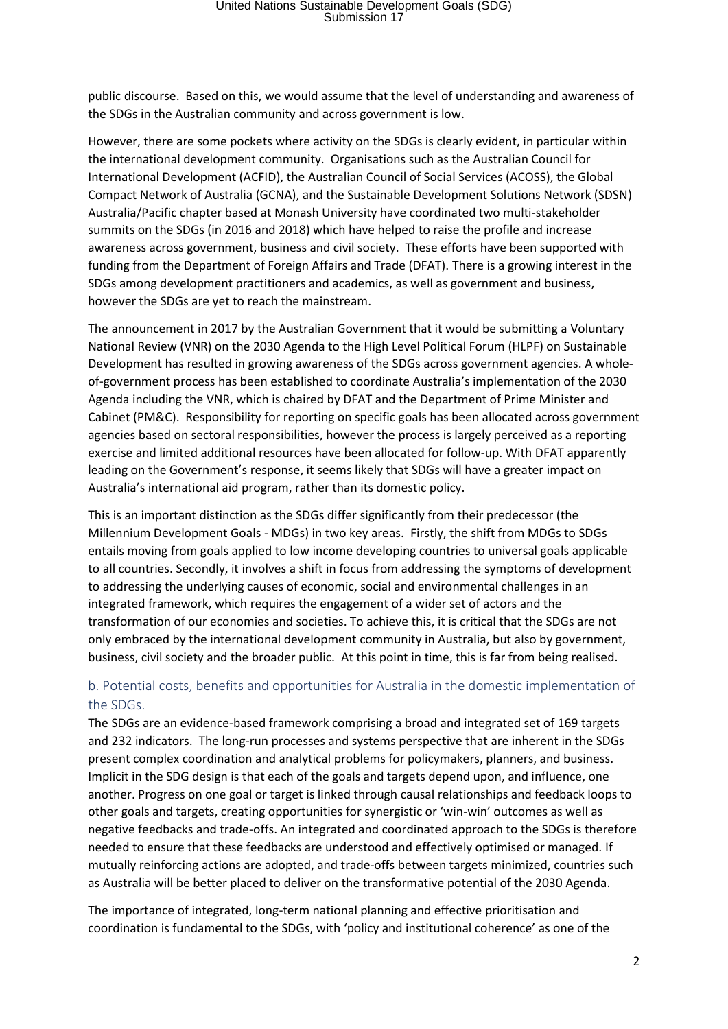public discourse. Based on this, we would assume that the level of understanding and awareness of the SDGs in the Australian community and across government is low.

However, there are some pockets where activity on the SDGs is clearly evident, in particular within the international development community. Organisations such as the Australian Council for International Development (ACFID), the Australian Council of Social Services (ACOSS), the Global Compact Network of Australia (GCNA), and the Sustainable Development Solutions Network (SDSN) Australia/Pacific chapter based at Monash University have coordinated two multi-stakeholder summits on the SDGs (in 2016 and 2018) which have helped to raise the profile and increase awareness across government, business and civil society. These efforts have been supported with funding from the Department of Foreign Affairs and Trade (DFAT). There is a growing interest in the SDGs among development practitioners and academics, as well as government and business, however the SDGs are yet to reach the mainstream.

The announcement in 2017 by the Australian Government that it would be submitting a Voluntary National Review (VNR) on the 2030 Agenda to the High Level Political Forum (HLPF) on Sustainable Development has resulted in growing awareness of the SDGs across government agencies. A whole-of-government process has been established to coordinate Australia's implementation of the 2030 Agenda including the VNR, which is chaired by DFAT and the Department of Prime Minister and Cabinet (PM&C). Responsibility for reporting on specific goals has been allocated across government agencies based on sectoral responsibilities, however the process is largely perceived as a reporting exercise and limited additional resources have been allocated for follow-up. With DFAT apparently leading on the Government's response, it seems likely that SDGs will have a greater impact on Australia's international aid program, rather than its domestic policy.

This is an important distinction as the SDGs differ significantly from their predecessor (the Millennium Development Goals - MDGs) in two key areas. Firstly, the shift from MDGs to SDGs entails moving from goals applied to low income developing countries to universal goals applicable to all countries. Secondly, it involves a shift in focus from addressing the symptoms of development to addressing the underlying causes of economic, social and environmental challenges in an integrated framework, which requires the engagement of a wider set of actors and the transformation of our economies and societies. To achieve this, it is critical that the SDGs are not only embraced by the international development community in Australia, but also by government, business, civil society and the broader public. At this point in time, this is far from being realised.

## b. Potential costs, benefits and opportunities for Australia in the domestic implementation of the SDGs.

The SDGs are an evidence-based framework comprising a broad and integrated set of 169 targets and 232 indicators. The long-run processes and systems perspective that are inherent in the SDGs present complex coordination and analytical problems for policymakers, planners, and business. Implicit in the SDG design is that each of the goals and targets depend upon, and influence, one another. Progress on one goal or target is linked through causal relationships and feedback loops to other goals and targets, creating opportunities for synergistic or 'win-win' outcomes as well as negative feedbacks and trade-offs. An integrated and coordinated approach to the SDGs is therefore needed to ensure that these feedbacks are understood and effectively optimised or managed. If mutually reinforcing actions are adopted, and trade-offs between targets minimized, countries such as Australia will be better placed to deliver on the transformative potential of the 2030 Agenda.

The importance of integrated, long-term national planning and effective prioritisation and coordination is fundamental to the SDGs, with 'policy and institutional coherence' as one of the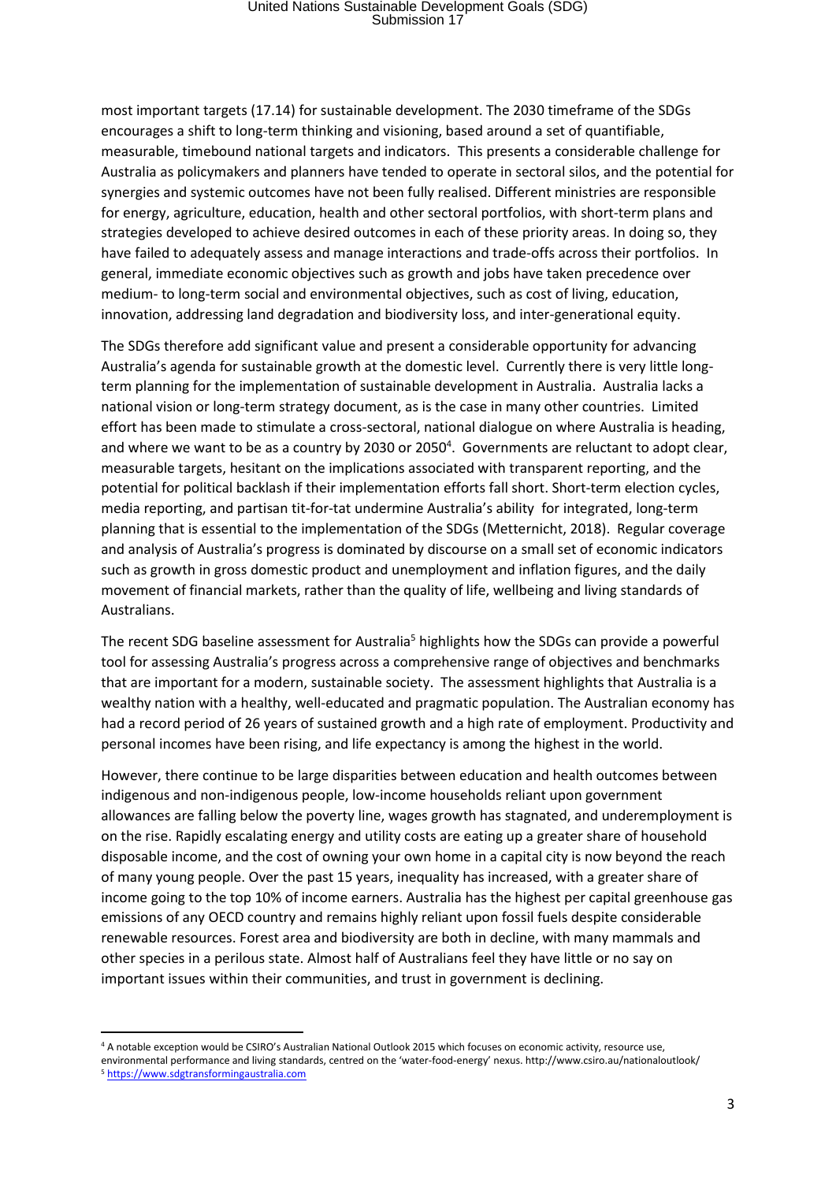most important targets (17.14) for sustainable development. The 2030 timeframe of the SDGs encourages a shift to long-term thinking and visioning, based around a set of quantifiable, measurable, timebound national targets and indicators. This presents a considerable challenge for Australia as policymakers and planners have tended to operate in sectoral silos, and the potential for synergies and systemic outcomes have not been fully realised. Different ministries are responsible for energy, agriculture, education, health and other sectoral portfolios, with short-term plans and strategies developed to achieve desired outcomes in each of these priority areas. In doing so, they have failed to adequately assess and manage interactions and trade-offs across their portfolios. In general, immediate economic objectives such as growth and jobs have taken precedence over medium- to long-term social and environmental objectives, such as cost of living, education, innovation, addressing land degradation and biodiversity loss, and inter-generational equity.

The SDGs therefore add significant value and present a considerable opportunity for advancing Australia's agenda for sustainable growth at the domestic level. Currently there is very little long-term planning for the implementation of sustainable development in Australia. Australia lacks a national vision or long-term strategy document, as is the case in many other countries. Limited effort has been made to stimulate a cross-sectoral, national dialogue on where Australia is heading, and where we want to be as a country by 2030 or 2050[4]. Governments are reluctant to adopt clear, measurable targets, hesitant on the implications associated with transparent reporting, and the potential for political backlash if their implementation efforts fall short. Short-term election cycles, media reporting, and partisan tit-for-tat undermine Australia's ability for integrated, long-term planning that is essential to the implementation of the SDGs (Metternicht, 2018). Regular coverage and analysis of Australia's progress is dominated by discourse on a small set of economic indicators such as growth in gross domestic product and unemployment and inflation figures, and the daily movement of financial markets, rather than the quality of life, wellbeing and living standards of Australians.

The recent SDG baseline assessment for Australia[5] highlights how the SDGs can provide a powerful tool for assessing Australia's progress across a comprehensive range of objectives and benchmarks that are important for a modern, sustainable society. The assessment highlights that Australia is a wealthy nation with a healthy, well-educated and pragmatic population. The Australian economy has had a record period of 26 years of sustained growth and a high rate of employment. Productivity and personal incomes have been rising, and life expectancy is among the highest in the world.

However, there continue to be large disparities between education and health outcomes between indigenous and non-indigenous people, low-income households reliant upon government allowances are falling below the poverty line, wages growth has stagnated, and underemployment is on the rise. Rapidly escalating energy and utility costs are eating up a greater share of household disposable income, and the cost of owning your own home in a capital city is now beyond the reach of many young people. Over the past 15 years, inequality has increased, with a greater share of income going to the top 10% of income earners. Australia has the highest per capital greenhouse gas emissions of any OECD country and remains highly reliant upon fossil fuels despite considerable renewable resources. Forest area and biodiversity are both in decline, with many mammals and other species in a perilous state. Almost half of Australians feel they have little or no say on important issues within their communities, and trust in government is declining.

[4] A notable exception would be CSIRO's Australian National Outlook 2015 which focuses on economic activity, resource use, environmental performance and living standards, centred on the 'water-food-energy' nexus. http://www.csiro.au/nationaloutlook/

[5] https://www.sdgtransformingaustralia.com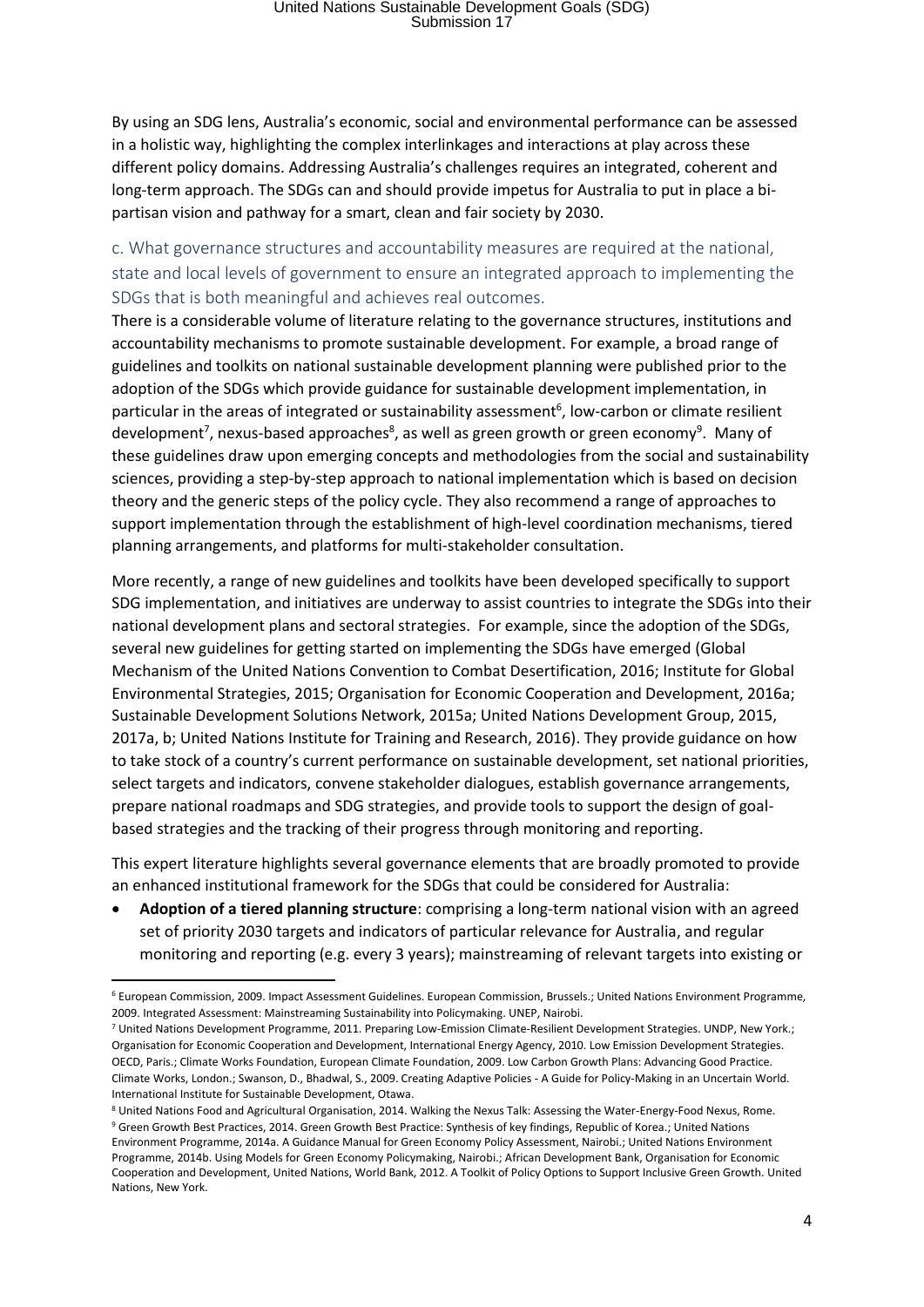By using an SDG lens, Australia's economic, social and environmental performance can be assessed in a holistic way, highlighting the complex interlinkages and interactions at play across these different policy domains. Addressing Australia's challenges requires an integrated, coherent and long-term approach. The SDGs can and should provide impetus for Australia to put in place a bi-partisan vision and pathway for a smart, clean and fair society by 2030.

## c. What governance structures and accountability measures are required at the national, state and local levels of government to ensure an integrated approach to implementing the SDGs that is both meaningful and achieves real outcomes.

There is a considerable volume of literature relating to the governance structures, institutions and accountability mechanisms to promote sustainable development. For example, a broad range of guidelines and toolkits on national sustainable development planning were published prior to the adoption of the SDGs which provide guidance for sustainable development implementation, in particular in the areas of integrated or sustainability assessment[6], low-carbon or climate resilient development[7], nexus-based approaches[8], as well as green growth or green economy[9]. Many of these guidelines draw upon emerging concepts and methodologies from the social and sustainability sciences, providing a step-by-step approach to national implementation which is based on decision theory and the generic steps of the policy cycle. They also recommend a range of approaches to support implementation through the establishment of high-level coordination mechanisms, tiered planning arrangements, and platforms for multi-stakeholder consultation.

More recently, a range of new guidelines and toolkits have been developed specifically to support SDG implementation, and initiatives are underway to assist countries to integrate the SDGs into their national development plans and sectoral strategies. For example, since the adoption of the SDGs, several new guidelines for getting started on implementing the SDGs have emerged (Global Mechanism of the United Nations Convention to Combat Desertification, 2016; Institute for Global Environmental Strategies, 2015; Organisation for Economic Cooperation and Development, 2016a; Sustainable Development Solutions Network, 2015a; United Nations Development Group, 2015, 2017a, b; United Nations Institute for Training and Research, 2016). They provide guidance on how to take stock of a country's current performance on sustainable development, set national priorities, select targets and indicators, convene stakeholder dialogues, establish governance arrangements, prepare national roadmaps and SDG strategies, and provide tools to support the design of goal-based strategies and the tracking of their progress through monitoring and reporting.

This expert literature highlights several governance elements that are broadly promoted to provide an enhanced institutional framework for the SDGs that could be considered for Australia:

- **Adoption of a tiered planning structure**: comprising a long-term national vision with an agreed set of priority 2030 targets and indicators of particular relevance for Australia, and regular monitoring and reporting (e.g. every 3 years); mainstreaming of relevant targets into existing or

---

[6] European Commission, 2009. Impact Assessment Guidelines. European Commission, Brussels.; United Nations Environment Programme, 2009. Integrated Assessment: Mainstreaming Sustainability into Policymaking. UNEP, Nairobi.

[7] United Nations Development Programme, 2011. Preparing Low-Emission Climate-Resilient Development Strategies. UNDP, New York.; Organisation for Economic Cooperation and Development, International Energy Agency, 2010. Low Emission Development Strategies. OECD, Paris.; Climate Works Foundation, European Climate Foundation, 2009. Low Carbon Growth Plans: Advancing Good Practice. Climate Works, London.; Swanson, D., Bhadwal, S., 2009. Creating Adaptive Policies - A Guide for Policy-Making in an Uncertain World. International Institute for Sustainable Development, Otawa.

[8] United Nations Food and Agricultural Organisation, 2014. Walking the Nexus Talk: Assessing the Water-Energy-Food Nexus, Rome.

[9] Green Growth Best Practices, 2014. Green Growth Best Practice: Synthesis of key findings, Republic of Korea.; United Nations Environment Programme, 2014a. A Guidance Manual for Green Economy Policy Assessment, Nairobi.; United Nations Environment Programme, 2014b. Using Models for Green Economy Policymaking, Nairobi.; African Development Bank, Organisation for Economic Cooperation and Development, United Nations, World Bank, 2012. A Toolkit of Policy Options to Support Inclusive Green Growth. United Nations, New York.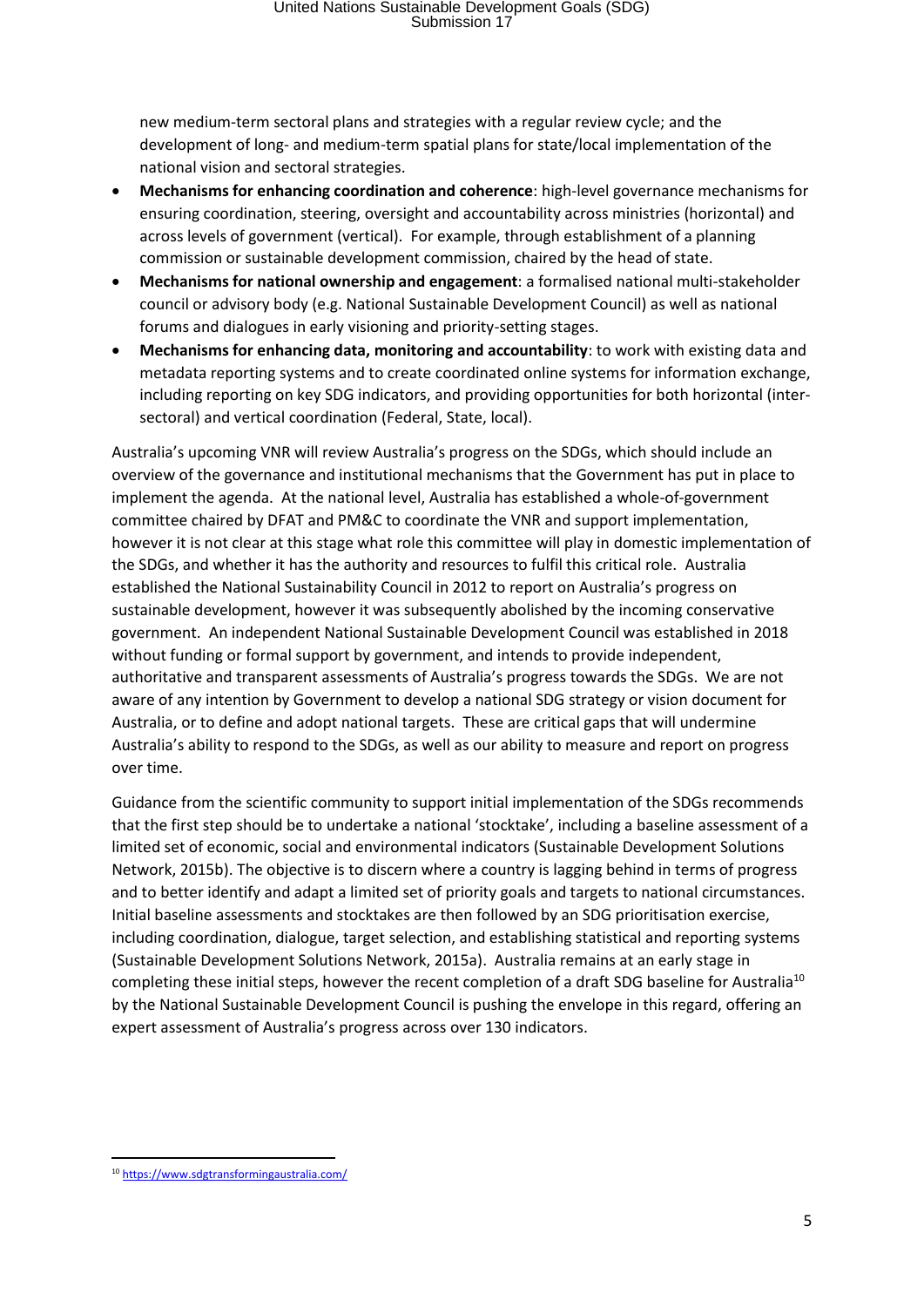new medium-term sectoral plans and strategies with a regular review cycle; and the development of long- and medium-term spatial plans for state/local implementation of the national vision and sectoral strategies.

- **Mechanisms for enhancing coordination and coherence**: high-level governance mechanisms for ensuring coordination, steering, oversight and accountability across ministries (horizontal) and across levels of government (vertical). For example, through establishment of a planning commission or sustainable development commission, chaired by the head of state.
- **Mechanisms for national ownership and engagement**: a formalised national multi-stakeholder council or advisory body (e.g. National Sustainable Development Council) as well as national forums and dialogues in early visioning and priority-setting stages.
- **Mechanisms for enhancing data, monitoring and accountability**: to work with existing data and metadata reporting systems and to create coordinated online systems for information exchange, including reporting on key SDG indicators, and providing opportunities for both horizontal (inter-sectoral) and vertical coordination (Federal, State, local).

Australia's upcoming VNR will review Australia's progress on the SDGs, which should include an overview of the governance and institutional mechanisms that the Government has put in place to implement the agenda. At the national level, Australia has established a whole-of-government committee chaired by DFAT and PM&C to coordinate the VNR and support implementation, however it is not clear at this stage what role this committee will play in domestic implementation of the SDGs, and whether it has the authority and resources to fulfil this critical role. Australia established the National Sustainability Council in 2012 to report on Australia's progress on sustainable development, however it was subsequently abolished by the incoming conservative government. An independent National Sustainable Development Council was established in 2018 without funding or formal support by government, and intends to provide independent, authoritative and transparent assessments of Australia's progress towards the SDGs. We are not aware of any intention by Government to develop a national SDG strategy or vision document for Australia, or to define and adopt national targets. These are critical gaps that will undermine Australia's ability to respond to the SDGs, as well as our ability to measure and report on progress over time.

Guidance from the scientific community to support initial implementation of the SDGs recommends that the first step should be to undertake a national 'stocktake', including a baseline assessment of a limited set of economic, social and environmental indicators (Sustainable Development Solutions Network, 2015b). The objective is to discern where a country is lagging behind in terms of progress and to better identify and adapt a limited set of priority goals and targets to national circumstances. Initial baseline assessments and stocktakes are then followed by an SDG prioritisation exercise, including coordination, dialogue, target selection, and establishing statistical and reporting systems (Sustainable Development Solutions Network, 2015a). Australia remains at an early stage in completing these initial steps, however the recent completion of a draft SDG baseline for Australia[10] by the National Sustainable Development Council is pushing the envelope in this regard, offering an expert assessment of Australia's progress across over 130 indicators.

[10] https://www.sdgtransformingaustralia.com/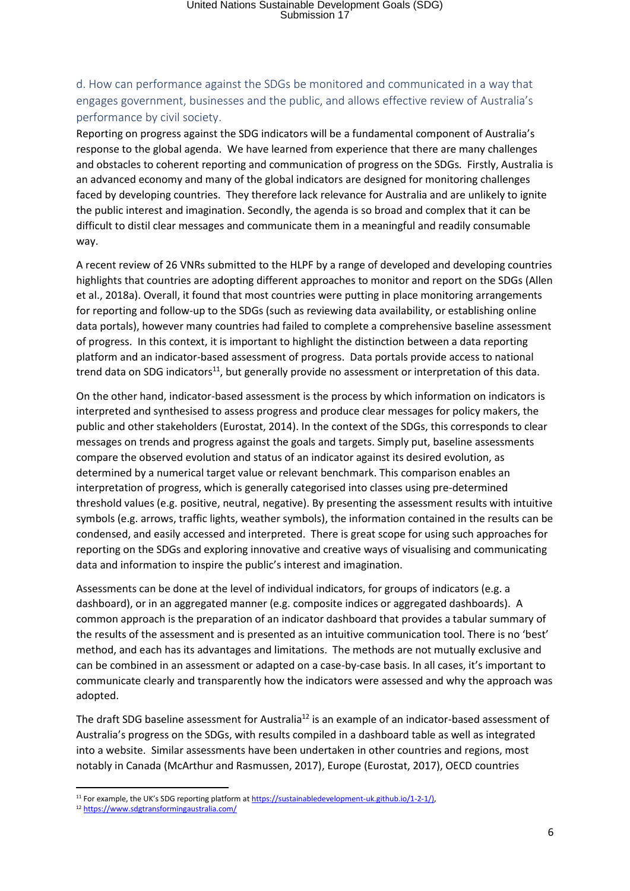## d. How can performance against the SDGs be monitored and communicated in a way that engages government, businesses and the public, and allows effective review of Australia's performance by civil society.

Reporting on progress against the SDG indicators will be a fundamental component of Australia's response to the global agenda. We have learned from experience that there are many challenges and obstacles to coherent reporting and communication of progress on the SDGs. Firstly, Australia is an advanced economy and many of the global indicators are designed for monitoring challenges faced by developing countries. They therefore lack relevance for Australia and are unlikely to ignite the public interest and imagination. Secondly, the agenda is so broad and complex that it can be difficult to distil clear messages and communicate them in a meaningful and readily consumable way.

A recent review of 26 VNRs submitted to the HLPF by a range of developed and developing countries highlights that countries are adopting different approaches to monitor and report on the SDGs (Allen et al., 2018a). Overall, it found that most countries were putting in place monitoring arrangements for reporting and follow-up to the SDGs (such as reviewing data availability, or establishing online data portals), however many countries had failed to complete a comprehensive baseline assessment of progress. In this context, it is important to highlight the distinction between a data reporting platform and an indicator-based assessment of progress. Data portals provide access to national trend data on SDG indicators[11], but generally provide no assessment or interpretation of this data.

On the other hand, indicator-based assessment is the process by which information on indicators is interpreted and synthesised to assess progress and produce clear messages for policy makers, the public and other stakeholders (Eurostat, 2014). In the context of the SDGs, this corresponds to clear messages on trends and progress against the goals and targets. Simply put, baseline assessments compare the observed evolution and status of an indicator against its desired evolution, as determined by a numerical target value or relevant benchmark. This comparison enables an interpretation of progress, which is generally categorised into classes using pre-determined threshold values (e.g. positive, neutral, negative). By presenting the assessment results with intuitive symbols (e.g. arrows, traffic lights, weather symbols), the information contained in the results can be condensed, and easily accessed and interpreted. There is great scope for using such approaches for reporting on the SDGs and exploring innovative and creative ways of visualising and communicating data and information to inspire the public's interest and imagination.

Assessments can be done at the level of individual indicators, for groups of indicators (e.g. a dashboard), or in an aggregated manner (e.g. composite indices or aggregated dashboards). A common approach is the preparation of an indicator dashboard that provides a tabular summary of the results of the assessment and is presented as an intuitive communication tool. There is no 'best' method, and each has its advantages and limitations. The methods are not mutually exclusive and can be combined in an assessment or adapted on a case-by-case basis. In all cases, it's important to communicate clearly and transparently how the indicators were assessed and why the approach was adopted.

The draft SDG baseline assessment for Australia[12] is an example of an indicator-based assessment of Australia's progress on the SDGs, with results compiled in a dashboard table as well as integrated into a website. Similar assessments have been undertaken in other countries and regions, most notably in Canada (McArthur and Rasmussen, 2017), Europe (Eurostat, 2017), OECD countries

---

[11] For example, the UK's SDG reporting platform at https://sustainabledevelopment-uk.github.io/1-2-1/),

[12] https://www.sdgtransformingaustralia.com/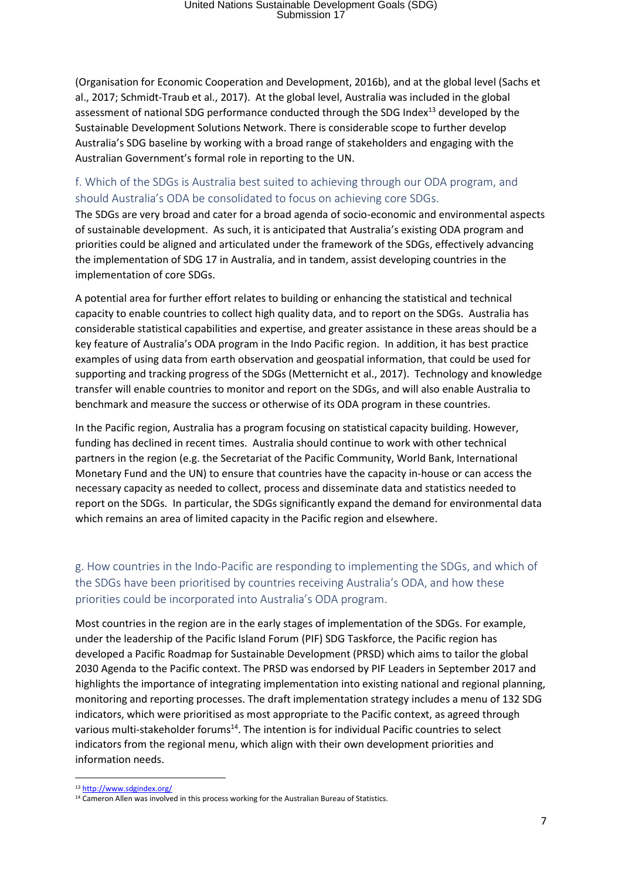(Organisation for Economic Cooperation and Development, 2016b), and at the global level (Sachs et al., 2017; Schmidt-Traub et al., 2017). At the global level, Australia was included in the global assessment of national SDG performance conducted through the SDG Index[13] developed by the Sustainable Development Solutions Network. There is considerable scope to further develop Australia's SDG baseline by working with a broad range of stakeholders and engaging with the Australian Government's formal role in reporting to the UN.

## f. Which of the SDGs is Australia best suited to achieving through our ODA program, and should Australia's ODA be consolidated to focus on achieving core SDGs.

The SDGs are very broad and cater for a broad agenda of socio-economic and environmental aspects of sustainable development. As such, it is anticipated that Australia's existing ODA program and priorities could be aligned and articulated under the framework of the SDGs, effectively advancing the implementation of SDG 17 in Australia, and in tandem, assist developing countries in the implementation of core SDGs.

A potential area for further effort relates to building or enhancing the statistical and technical capacity to enable countries to collect high quality data, and to report on the SDGs. Australia has considerable statistical capabilities and expertise, and greater assistance in these areas should be a key feature of Australia's ODA program in the Indo Pacific region. In addition, it has best practice examples of using data from earth observation and geospatial information, that could be used for supporting and tracking progress of the SDGs (Metternicht et al., 2017). Technology and knowledge transfer will enable countries to monitor and report on the SDGs, and will also enable Australia to benchmark and measure the success or otherwise of its ODA program in these countries.

In the Pacific region, Australia has a program focusing on statistical capacity building. However, funding has declined in recent times. Australia should continue to work with other technical partners in the region (e.g. the Secretariat of the Pacific Community, World Bank, International Monetary Fund and the UN) to ensure that countries have the capacity in-house or can access the necessary capacity as needed to collect, process and disseminate data and statistics needed to report on the SDGs. In particular, the SDGs significantly expand the demand for environmental data which remains an area of limited capacity in the Pacific region and elsewhere.

## g. How countries in the Indo-Pacific are responding to implementing the SDGs, and which of the SDGs have been prioritised by countries receiving Australia's ODA, and how these priorities could be incorporated into Australia's ODA program.

Most countries in the region are in the early stages of implementation of the SDGs. For example, under the leadership of the Pacific Island Forum (PIF) SDG Taskforce, the Pacific region has developed a Pacific Roadmap for Sustainable Development (PRSD) which aims to tailor the global 2030 Agenda to the Pacific context. The PRSD was endorsed by PIF Leaders in September 2017 and highlights the importance of integrating implementation into existing national and regional planning, monitoring and reporting processes. The draft implementation strategy includes a menu of 132 SDG indicators, which were prioritised as most appropriate to the Pacific context, as agreed through various multi-stakeholder forums[14]. The intention is for individual Pacific countries to select indicators from the regional menu, which align with their own development priorities and information needs.

---

[13] http://www.sdgindex.org/

[14] Cameron Allen was involved in this process working for the Australian Bureau of Statistics.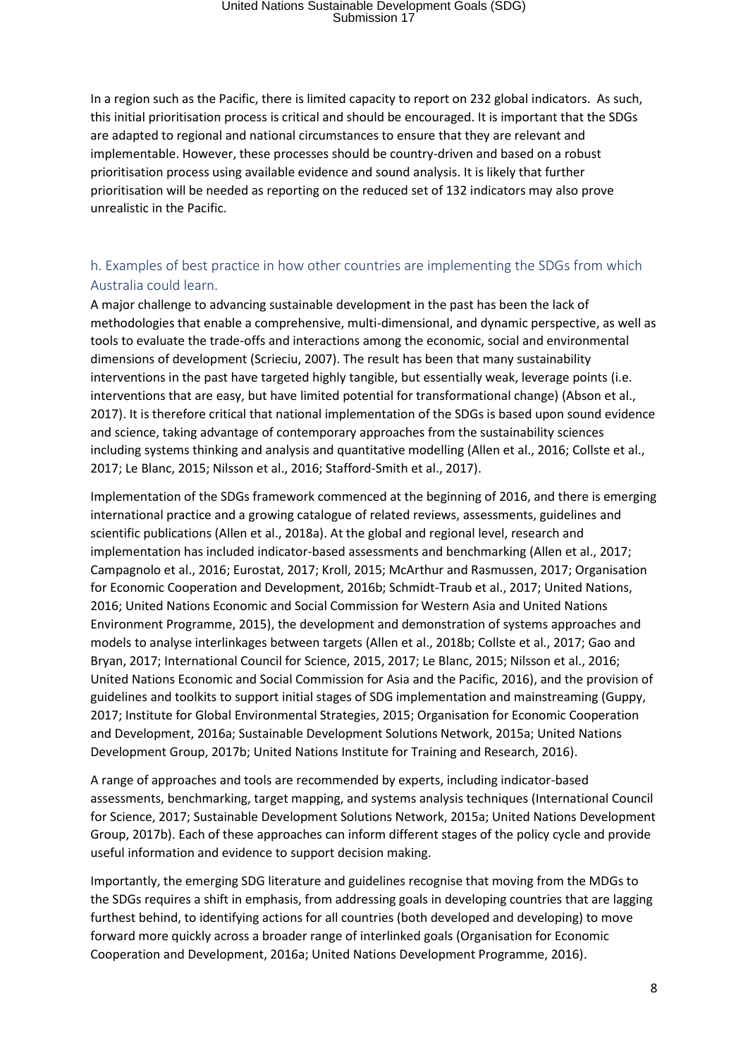In a region such as the Pacific, there is limited capacity to report on 232 global indicators. As such, this initial prioritisation process is critical and should be encouraged. It is important that the SDGs are adapted to regional and national circumstances to ensure that they are relevant and implementable. However, these processes should be country-driven and based on a robust prioritisation process using available evidence and sound analysis. It is likely that further prioritisation will be needed as reporting on the reduced set of 132 indicators may also prove unrealistic in the Pacific.

## h. Examples of best practice in how other countries are implementing the SDGs from which Australia could learn.

A major challenge to advancing sustainable development in the past has been the lack of methodologies that enable a comprehensive, multi-dimensional, and dynamic perspective, as well as tools to evaluate the trade-offs and interactions among the economic, social and environmental dimensions of development (Scrieciu, 2007). The result has been that many sustainability interventions in the past have targeted highly tangible, but essentially weak, leverage points (i.e. interventions that are easy, but have limited potential for transformational change) (Abson et al., 2017). It is therefore critical that national implementation of the SDGs is based upon sound evidence and science, taking advantage of contemporary approaches from the sustainability sciences including systems thinking and analysis and quantitative modelling (Allen et al., 2016; Collste et al., 2017; Le Blanc, 2015; Nilsson et al., 2016; Stafford-Smith et al., 2017).

Implementation of the SDGs framework commenced at the beginning of 2016, and there is emerging international practice and a growing catalogue of related reviews, assessments, guidelines and scientific publications (Allen et al., 2018a). At the global and regional level, research and implementation has included indicator-based assessments and benchmarking (Allen et al., 2017; Campagnolo et al., 2016; Eurostat, 2017; Kroll, 2015; McArthur and Rasmussen, 2017; Organisation for Economic Cooperation and Development, 2016b; Schmidt-Traub et al., 2017; United Nations, 2016; United Nations Economic and Social Commission for Western Asia and United Nations Environment Programme, 2015), the development and demonstration of systems approaches and models to analyse interlinkages between targets (Allen et al., 2018b; Collste et al., 2017; Gao and Bryan, 2017; International Council for Science, 2015, 2017; Le Blanc, 2015; Nilsson et al., 2016; United Nations Economic and Social Commission for Asia and the Pacific, 2016), and the provision of guidelines and toolkits to support initial stages of SDG implementation and mainstreaming (Guppy, 2017; Institute for Global Environmental Strategies, 2015; Organisation for Economic Cooperation and Development, 2016a; Sustainable Development Solutions Network, 2015a; United Nations Development Group, 2017b; United Nations Institute for Training and Research, 2016).

A range of approaches and tools are recommended by experts, including indicator-based assessments, benchmarking, target mapping, and systems analysis techniques (International Council for Science, 2017; Sustainable Development Solutions Network, 2015a; United Nations Development Group, 2017b). Each of these approaches can inform different stages of the policy cycle and provide useful information and evidence to support decision making.

Importantly, the emerging SDG literature and guidelines recognise that moving from the MDGs to the SDGs requires a shift in emphasis, from addressing goals in developing countries that are lagging furthest behind, to identifying actions for all countries (both developed and developing) to move forward more quickly across a broader range of interlinked goals (Organisation for Economic Cooperation and Development, 2016a; United Nations Development Programme, 2016).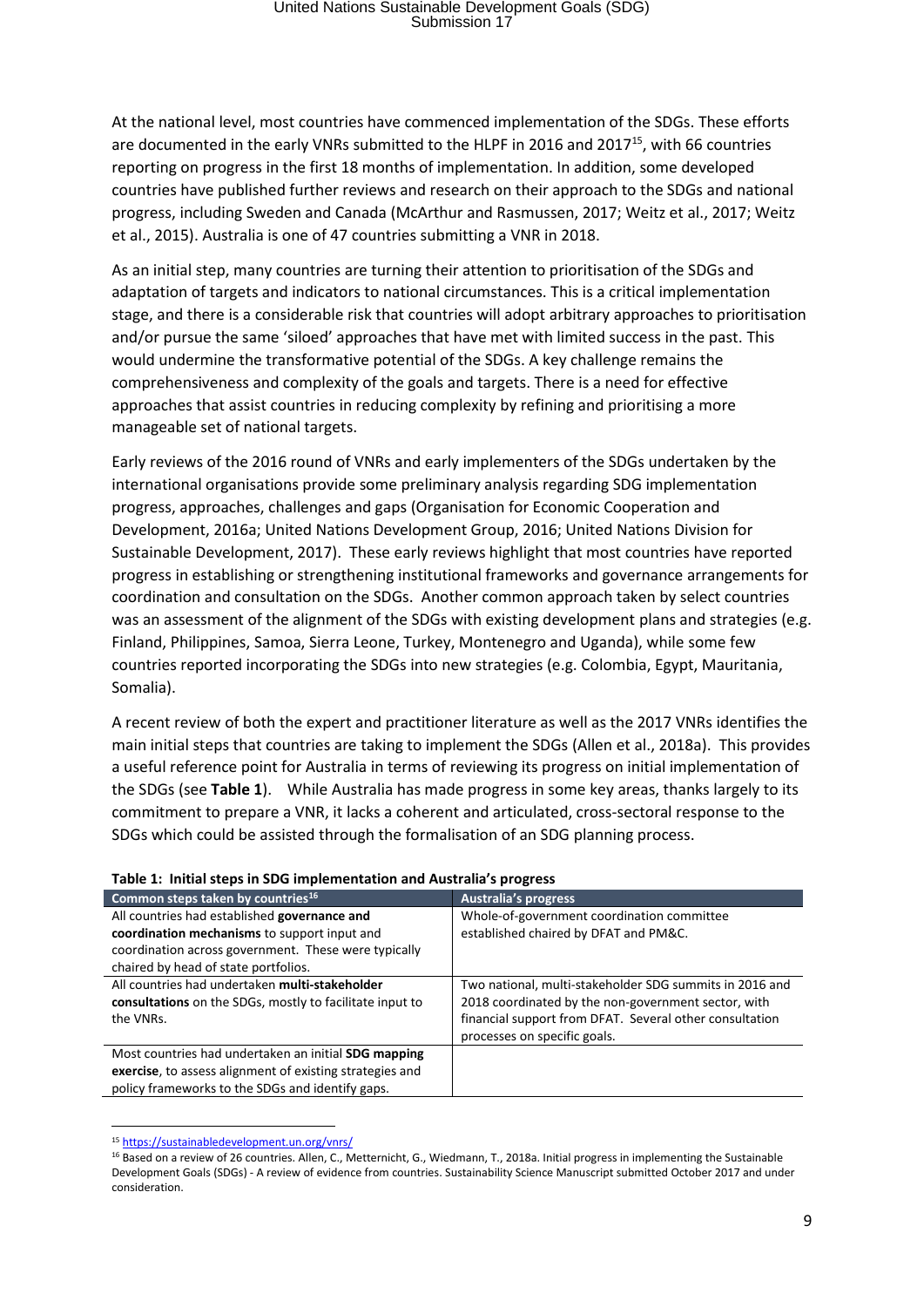At the national level, most countries have commenced implementation of the SDGs. These efforts are documented in the early VNRs submitted to the HLPF in 2016 and 2017[15], with 66 countries reporting on progress in the first 18 months of implementation. In addition, some developed countries have published further reviews and research on their approach to the SDGs and national progress, including Sweden and Canada (McArthur and Rasmussen, 2017; Weitz et al., 2017; Weitz et al., 2015). Australia is one of 47 countries submitting a VNR in 2018.

As an initial step, many countries are turning their attention to prioritisation of the SDGs and adaptation of targets and indicators to national circumstances. This is a critical implementation stage, and there is a considerable risk that countries will adopt arbitrary approaches to prioritisation and/or pursue the same 'siloed' approaches that have met with limited success in the past. This would undermine the transformative potential of the SDGs. A key challenge remains the comprehensiveness and complexity of the goals and targets. There is a need for effective approaches that assist countries in reducing complexity by refining and prioritising a more manageable set of national targets.

Early reviews of the 2016 round of VNRs and early implementers of the SDGs undertaken by the international organisations provide some preliminary analysis regarding SDG implementation progress, approaches, challenges and gaps (Organisation for Economic Cooperation and Development, 2016a; United Nations Development Group, 2016; United Nations Division for Sustainable Development, 2017). These early reviews highlight that most countries have reported progress in establishing or strengthening institutional frameworks and governance arrangements for coordination and consultation on the SDGs. Another common approach taken by select countries was an assessment of the alignment of the SDGs with existing development plans and strategies (e.g. Finland, Philippines, Samoa, Sierra Leone, Turkey, Montenegro and Uganda), while some few countries reported incorporating the SDGs into new strategies (e.g. Colombia, Egypt, Mauritania, Somalia).

A recent review of both the expert and practitioner literature as well as the 2017 VNRs identifies the main initial steps that countries are taking to implement the SDGs (Allen et al., 2018a). This provides a useful reference point for Australia in terms of reviewing its progress on initial implementation of the SDGs (see **Table 1**). While Australia has made progress in some key areas, thanks largely to its commitment to prepare a VNR, it lacks a coherent and articulated, cross-sectoral response to the SDGs which could be assisted through the formalisation of an SDG planning process.

**Table 1: Initial steps in SDG implementation and Australia's progress**

| Common steps taken by countries[16] | Australia's progress |
|---|---|
| All countries had established **governance and coordination mechanisms** to support input and coordination across government. These were typically chaired by head of state portfolios. | Whole-of-government coordination committee established chaired by DFAT and PM&C. |
| All countries had undertaken **multi-stakeholder consultations** on the SDGs, mostly to facilitate input to the VNRs. | Two national, multi-stakeholder SDG summits in 2016 and 2018 coordinated by the non-government sector, with financial support from DFAT. Several other consultation processes on specific goals. |
| Most countries had undertaken an initial **SDG mapping exercise**, to assess alignment of existing strategies and policy frameworks to the SDGs and identify gaps. | |

[15] https://sustainabledevelopment.un.org/vnrs/

[16] Based on a review of 26 countries. Allen, C., Metternicht, G., Wiedmann, T., 2018a. Initial progress in implementing the Sustainable Development Goals (SDGs) - A review of evidence from countries. Sustainability Science Manuscript submitted October 2017 and under consideration.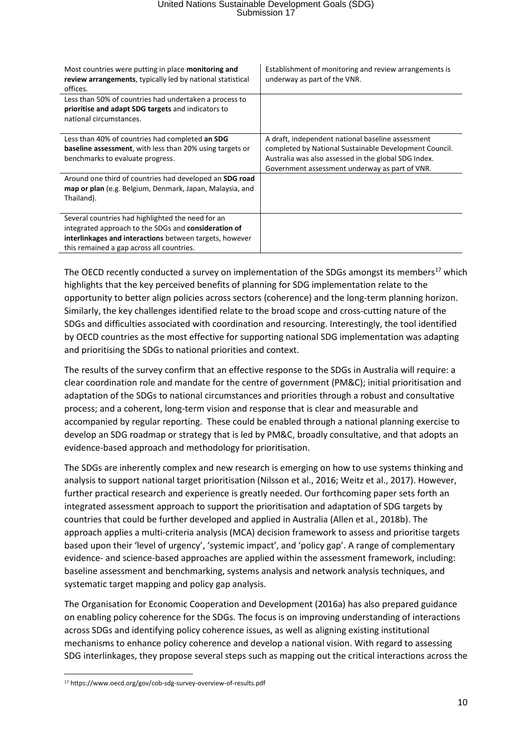| | |
|---|---|
| Most countries were putting in place **monitoring and review arrangements**, typically led by national statistical offices. | Establishment of monitoring and review arrangements is underway as part of the VNR. |
| Less than 50% of countries had undertaken a process to **prioritise and adapt SDG targets** and indicators to national circumstances. | |
| Less than 40% of countries had completed **an SDG baseline assessment**, with less than 20% using targets or benchmarks to evaluate progress. | A draft, independent national baseline assessment completed by National Sustainable Development Council. Australia was also assessed in the global SDG Index. Government assessment underway as part of VNR. |
| Around one third of countries had developed an **SDG road map or plan** (e.g. Belgium, Denmark, Japan, Malaysia, and Thailand). | |
| Several countries had highlighted the need for an integrated approach to the SDGs and **consideration of interlinkages and interactions** between targets, however this remained a gap across all countries. | |

The OECD recently conducted a survey on implementation of the SDGs amongst its members[17] which highlights that the key perceived benefits of planning for SDG implementation relate to the opportunity to better align policies across sectors (coherence) and the long-term planning horizon. Similarly, the key challenges identified relate to the broad scope and cross-cutting nature of the SDGs and difficulties associated with coordination and resourcing. Interestingly, the tool identified by OECD countries as the most effective for supporting national SDG implementation was adapting and prioritising the SDGs to national priorities and context.

The results of the survey confirm that an effective response to the SDGs in Australia will require: a clear coordination role and mandate for the centre of government (PM&C); initial prioritisation and adaptation of the SDGs to national circumstances and priorities through a robust and consultative process; and a coherent, long-term vision and response that is clear and measurable and accompanied by regular reporting. These could be enabled through a national planning exercise to develop an SDG roadmap or strategy that is led by PM&C, broadly consultative, and that adopts an evidence-based approach and methodology for prioritisation.

The SDGs are inherently complex and new research is emerging on how to use systems thinking and analysis to support national target prioritisation (Nilsson et al., 2016; Weitz et al., 2017). However, further practical research and experience is greatly needed. Our forthcoming paper sets forth an integrated assessment approach to support the prioritisation and adaptation of SDG targets by countries that could be further developed and applied in Australia (Allen et al., 2018b). The approach applies a multi-criteria analysis (MCA) decision framework to assess and prioritise targets based upon their 'level of urgency', 'systemic impact', and 'policy gap'. A range of complementary evidence- and science-based approaches are applied within the assessment framework, including: baseline assessment and benchmarking, systems analysis and network analysis techniques, and systematic target mapping and policy gap analysis.

The Organisation for Economic Cooperation and Development (2016a) has also prepared guidance on enabling policy coherence for the SDGs. The focus is on improving understanding of interactions across SDGs and identifying policy coherence issues, as well as aligning existing institutional mechanisms to enhance policy coherence and develop a national vision. With regard to assessing SDG interlinkages, they propose several steps such as mapping out the critical interactions across the

[17] https://www.oecd.org/gov/cob-sdg-survey-overview-of-results.pdf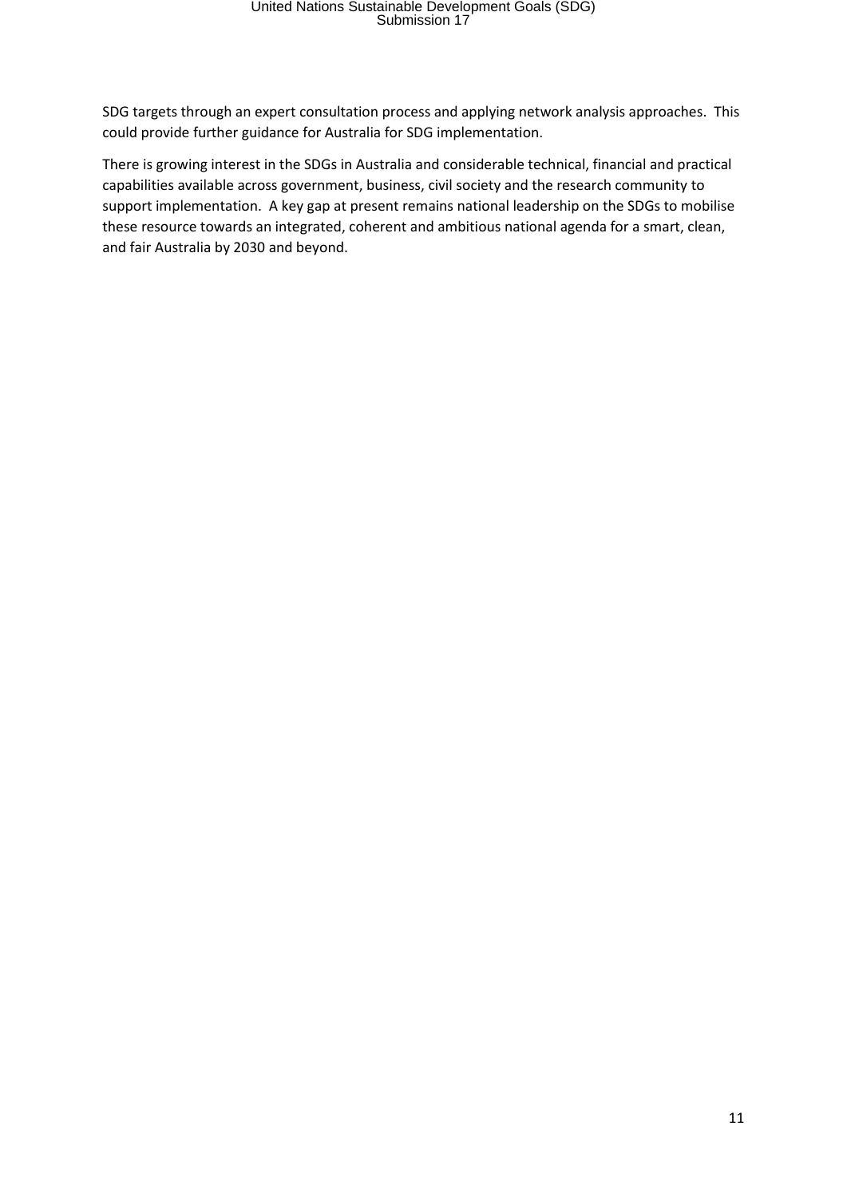SDG targets through an expert consultation process and applying network analysis approaches. This could provide further guidance for Australia for SDG implementation.

There is growing interest in the SDGs in Australia and considerable technical, financial and practical capabilities available across government, business, civil society and the research community to support implementation. A key gap at present remains national leadership on the SDGs to mobilise these resource towards an integrated, coherent and ambitious national agenda for a smart, clean, and fair Australia by 2030 and beyond.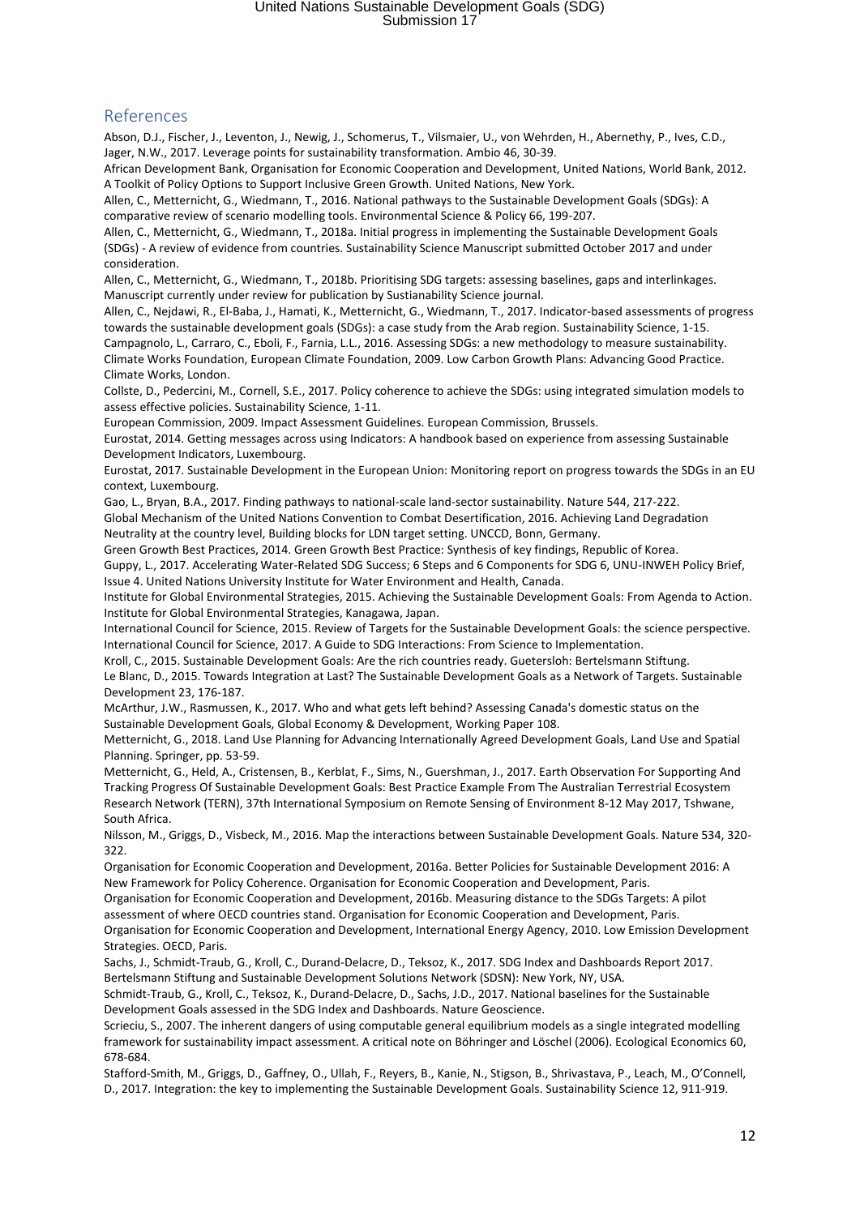## References

Abson, D.J., Fischer, J., Leventon, J., Newig, J., Schomerus, T., Vilsmaier, U., von Wehrden, H., Abernethy, P., Ives, C.D., Jager, N.W., 2017. Leverage points for sustainability transformation. Ambio 46, 30-39.

African Development Bank, Organisation for Economic Cooperation and Development, United Nations, World Bank, 2012. A Toolkit of Policy Options to Support Inclusive Green Growth. United Nations, New York.

Allen, C., Metternicht, G., Wiedmann, T., 2016. National pathways to the Sustainable Development Goals (SDGs): A comparative review of scenario modelling tools. Environmental Science & Policy 66, 199-207.

Allen, C., Metternicht, G., Wiedmann, T., 2018a. Initial progress in implementing the Sustainable Development Goals (SDGs) - A review of evidence from countries. Sustainability Science Manuscript submitted October 2017 and under consideration.

Allen, C., Metternicht, G., Wiedmann, T., 2018b. Prioritising SDG targets: assessing baselines, gaps and interlinkages. Manuscript currently under review for publication by Sustianability Science journal.

Allen, C., Nejdawi, R., El-Baba, J., Hamati, K., Metternicht, G., Wiedmann, T., 2017. Indicator-based assessments of progress towards the sustainable development goals (SDGs): a case study from the Arab region. Sustainability Science, 1-15.

Campagnolo, L., Carraro, C., Eboli, F., Farnia, L.L., 2016. Assessing SDGs: a new methodology to measure sustainability.

Climate Works Foundation, European Climate Foundation, 2009. Low Carbon Growth Plans: Advancing Good Practice. Climate Works, London.

Collste, D., Pedercini, M., Cornell, S.E., 2017. Policy coherence to achieve the SDGs: using integrated simulation models to assess effective policies. Sustainability Science, 1-11.

European Commission, 2009. Impact Assessment Guidelines. European Commission, Brussels.

Eurostat, 2014. Getting messages across using Indicators: A handbook based on experience from assessing Sustainable Development Indicators, Luxembourg.

Eurostat, 2017. Sustainable Development in the European Union: Monitoring report on progress towards the SDGs in an EU context, Luxembourg.

Gao, L., Bryan, B.A., 2017. Finding pathways to national-scale land-sector sustainability. Nature 544, 217-222.

Global Mechanism of the United Nations Convention to Combat Desertification, 2016. Achieving Land Degradation Neutrality at the country level, Building blocks for LDN target setting. UNCCD, Bonn, Germany.

Green Growth Best Practices, 2014. Green Growth Best Practice: Synthesis of key findings, Republic of Korea.

Guppy, L., 2017. Accelerating Water-Related SDG Success; 6 Steps and 6 Components for SDG 6, UNU-INWEH Policy Brief, Issue 4. United Nations University Institute for Water Environment and Health, Canada.

Institute for Global Environmental Strategies, 2015. Achieving the Sustainable Development Goals: From Agenda to Action. Institute for Global Environmental Strategies, Kanagawa, Japan.

International Council for Science, 2015. Review of Targets for the Sustainable Development Goals: the science perspective.

International Council for Science, 2017. A Guide to SDG Interactions: From Science to Implementation.

Kroll, C., 2015. Sustainable Development Goals: Are the rich countries ready. Guetersloh: Bertelsmann Stiftung.

Le Blanc, D., 2015. Towards Integration at Last? The Sustainable Development Goals as a Network of Targets. Sustainable Development 23, 176-187.

McArthur, J.W., Rasmussen, K., 2017. Who and what gets left behind? Assessing Canada's domestic status on the Sustainable Development Goals, Global Economy & Development, Working Paper 108.

Metternicht, G., 2018. Land Use Planning for Advancing Internationally Agreed Development Goals, Land Use and Spatial Planning. Springer, pp. 53-59.

Metternicht, G., Held, A., Cristensen, B., Kerblat, F., Sims, N., Guershman, J., 2017. Earth Observation For Supporting And Tracking Progress Of Sustainable Development Goals: Best Practice Example From The Australian Terrestrial Ecosystem Research Network (TERN), 37th International Symposium on Remote Sensing of Environment 8-12 May 2017, Tshwane, South Africa.

Nilsson, M., Griggs, D., Visbeck, M., 2016. Map the interactions between Sustainable Development Goals. Nature 534, 320-322.

Organisation for Economic Cooperation and Development, 2016a. Better Policies for Sustainable Development 2016: A New Framework for Policy Coherence. Organisation for Economic Cooperation and Development, Paris.

Organisation for Economic Cooperation and Development, 2016b. Measuring distance to the SDGs Targets: A pilot assessment of where OECD countries stand. Organisation for Economic Cooperation and Development, Paris.

Organisation for Economic Cooperation and Development, International Energy Agency, 2010. Low Emission Development Strategies. OECD, Paris.

Sachs, J., Schmidt-Traub, G., Kroll, C., Durand-Delacre, D., Teksoz, K., 2017. SDG Index and Dashboards Report 2017. Bertelsmann Stiftung and Sustainable Development Solutions Network (SDSN): New York, NY, USA.

Schmidt-Traub, G., Kroll, C., Teksoz, K., Durand-Delacre, D., Sachs, J.D., 2017. National baselines for the Sustainable Development Goals assessed in the SDG Index and Dashboards. Nature Geoscience.

Scrieciu, S., 2007. The inherent dangers of using computable general equilibrium models as a single integrated modelling framework for sustainability impact assessment. A critical note on Böhringer and Löschel (2006). Ecological Economics 60, 678-684.

Stafford-Smith, M., Griggs, D., Gaffney, O., Ullah, F., Reyers, B., Kanie, N., Stigson, B., Shrivastava, P., Leach, M., O'Connell, D., 2017. Integration: the key to implementing the Sustainable Development Goals. Sustainability Science 12, 911-919.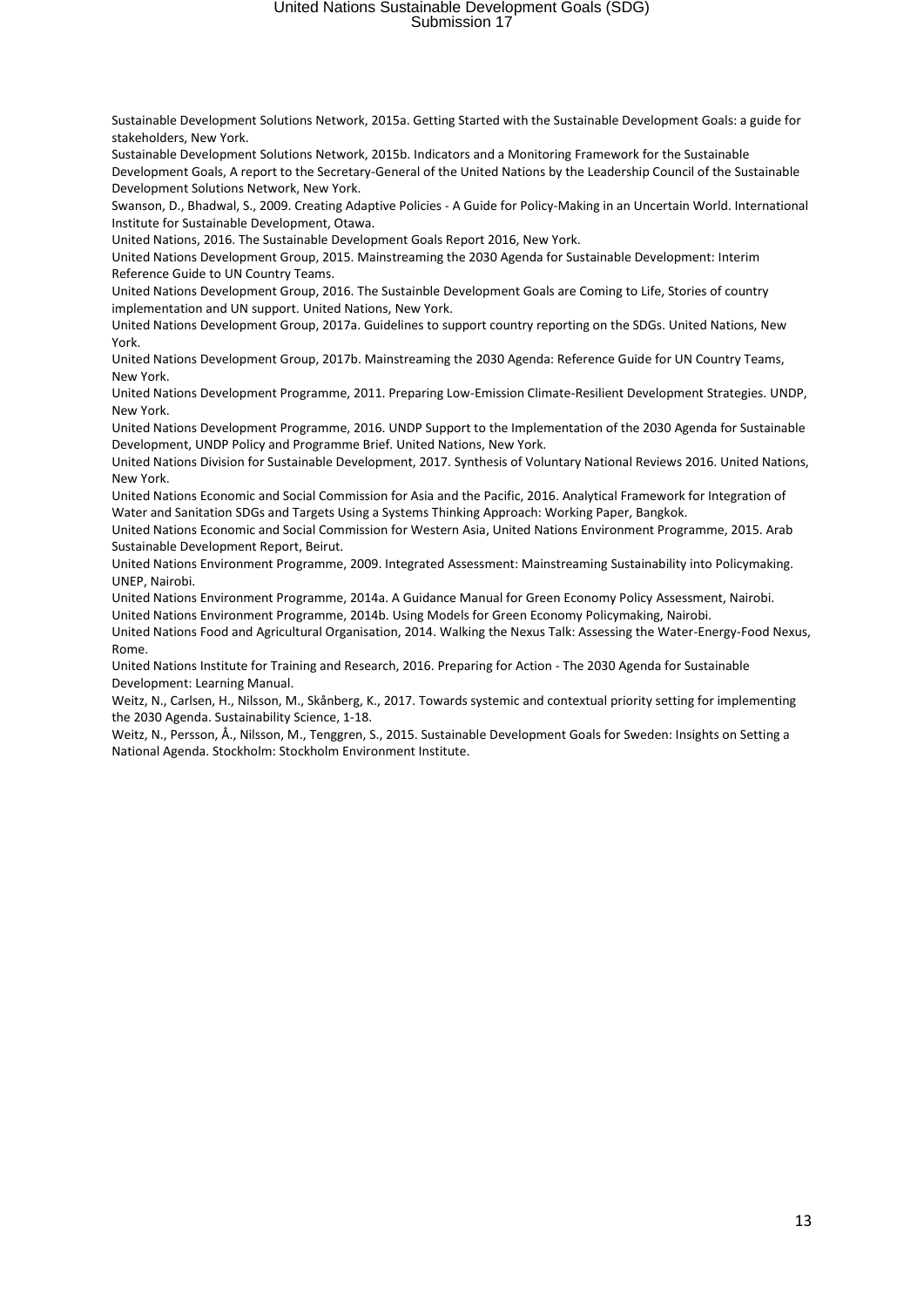Sustainable Development Solutions Network, 2015a. Getting Started with the Sustainable Development Goals: a guide for stakeholders, New York.

Sustainable Development Solutions Network, 2015b. Indicators and a Monitoring Framework for the Sustainable Development Goals, A report to the Secretary-General of the United Nations by the Leadership Council of the Sustainable Development Solutions Network, New York.

Swanson, D., Bhadwal, S., 2009. Creating Adaptive Policies - A Guide for Policy-Making in an Uncertain World. International Institute for Sustainable Development, Otawa.

United Nations, 2016. The Sustainable Development Goals Report 2016, New York.

United Nations Development Group, 2015. Mainstreaming the 2030 Agenda for Sustainable Development: Interim Reference Guide to UN Country Teams.

United Nations Development Group, 2016. The Sustainble Development Goals are Coming to Life, Stories of country implementation and UN support. United Nations, New York.

United Nations Development Group, 2017a. Guidelines to support country reporting on the SDGs. United Nations, New York.

United Nations Development Group, 2017b. Mainstreaming the 2030 Agenda: Reference Guide for UN Country Teams, New York.

United Nations Development Programme, 2011. Preparing Low-Emission Climate-Resilient Development Strategies. UNDP, New York.

United Nations Development Programme, 2016. UNDP Support to the Implementation of the 2030 Agenda for Sustainable Development, UNDP Policy and Programme Brief. United Nations, New York.

United Nations Division for Sustainable Development, 2017. Synthesis of Voluntary National Reviews 2016. United Nations, New York.

United Nations Economic and Social Commission for Asia and the Pacific, 2016. Analytical Framework for Integration of Water and Sanitation SDGs and Targets Using a Systems Thinking Approach: Working Paper, Bangkok.

United Nations Economic and Social Commission for Western Asia, United Nations Environment Programme, 2015. Arab Sustainable Development Report, Beirut.

United Nations Environment Programme, 2009. Integrated Assessment: Mainstreaming Sustainability into Policymaking. UNEP, Nairobi.

United Nations Environment Programme, 2014a. A Guidance Manual for Green Economy Policy Assessment, Nairobi.

United Nations Environment Programme, 2014b. Using Models for Green Economy Policymaking, Nairobi.

United Nations Food and Agricultural Organisation, 2014. Walking the Nexus Talk: Assessing the Water-Energy-Food Nexus, Rome.

United Nations Institute for Training and Research, 2016. Preparing for Action - The 2030 Agenda for Sustainable Development: Learning Manual.

Weitz, N., Carlsen, H., Nilsson, M., Skånberg, K., 2017. Towards systemic and contextual priority setting for implementing the 2030 Agenda. Sustainability Science, 1-18.

Weitz, N., Persson, Å., Nilsson, M., Tenggren, S., 2015. Sustainable Development Goals for Sweden: Insights on Setting a National Agenda. Stockholm: Stockholm Environment Institute.